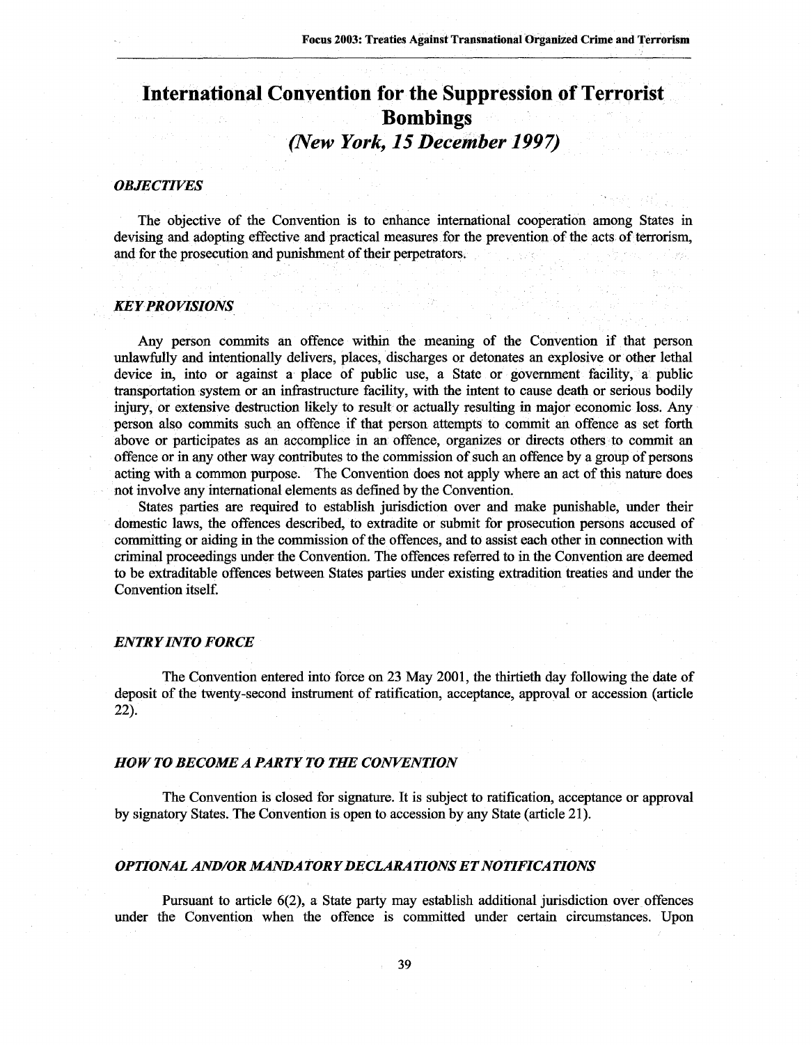# International Convention for the Suppression of Terrorist Bombings

*(New York, 15 December 1997)*

### *OBJECTIVES*

The objective of the Convention is to enhance international cooperation among States in devising and adopting effective and practical measures for the prevention of the acts of terrorism, and for the prosecution and punishment of their perpetrators.

### *KEY PROVISIONS*

Any person commits an offence within the meaning of the Convention if that person unlawfully and intentionally delivers, places, discharges or detonates an explosive or other lethal device in, into or against a place of public use, a State or government facility, a public transportation system or an infrastructure facility, with the intent to cause death or serious bodily injury, or extensive destruction likely to result or actually resulting in major economic loss. Any person also commits such an offence if that person attempts to commit an offence as set forth above or participates as an accomplice in an offence, organizes or directs others to commit an offence or in any other way contributes to the commission of such an offence by a group of persons acting with a common purpose. The Convention does not apply where an act of this nature does not involve any international elements as defined by the Convention.

States parties are required to establish jurisdiction over and make punishable, under their domestic laws, the offences described, to extradite or submit for prosecution persons accused of committing or aiding in the commission of the offences, and to assist each other in connection with criminal proceedings under the Convention. The offences referred to in the Convention are deemed to be extraditable offences between States parties under existing extradition treaties and under the Convention itself.

### *ENTRY INTO FORCE*

The Convention entered into force on 23 May 2001, the thirtieth day following the date of deposit of the twenty-second instrument of ratification, acceptance, approval or accession (article 22).

### *HOW TO BECOME A PARTY TO THE CONVENTION*

The Convention is closed for signature. It is subject to ratification, acceptance or approval by signatory States. The Convention is open to accession by any State (article 21).

### *OPTIONAL AND/OR MANDATORY DECLARATIONS ET NOTIFICATIONS*

Pursuant to article 6(2), a State party may establish additional jurisdiction over offences under the Convention when the offence is committed under certain circumstances. Upon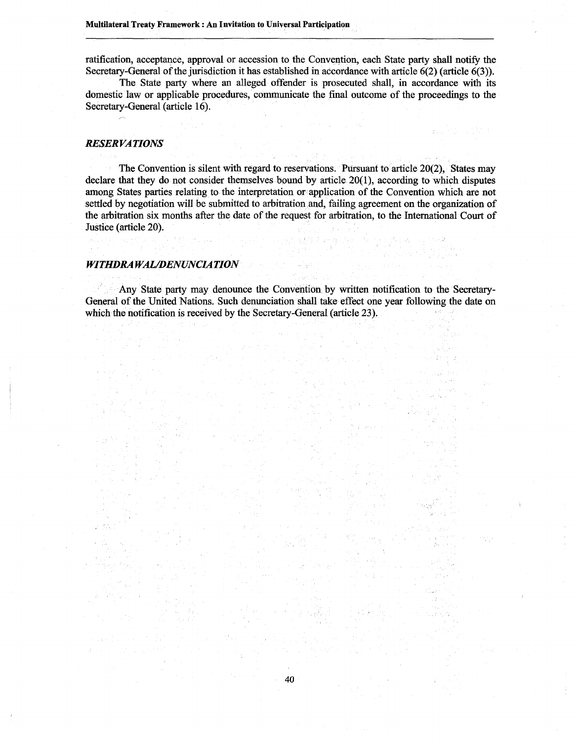ratification, acceptance, approval or accession to the Convention, each State party shall notify the Secretary-General of the jurisdiction it has established in accordance with article 6(2) (article 6(3)).

The State party where an alleged offender is prosecuted shall, in accordance with its domestic law or applicable procedures, communicate the final outcome of the proceedings to the Secretary-General (article 16).

### *RESERVATIONS*

The Convention is silent with regard to reservations. Pursuant to article 20(2), States may declare that they do not consider themselves bound by article 20(1), according to which disputes among States parties relating to the interpretation or application of the Convention which are not settled by negotiation will be submitted to arbitration and, failing agreement on the organization of the arbitration six months after the date of the request for arbitration, to the International Court of Justice (article 20).

### *WITHDRAWAL/DENUNCIATION*

Any State party may denounce the Convention by written notification to the Secretary-General of the United Nations. Such denunciation shall take effect one year following the date on which the notification is received by the Secretary-General (article 23).